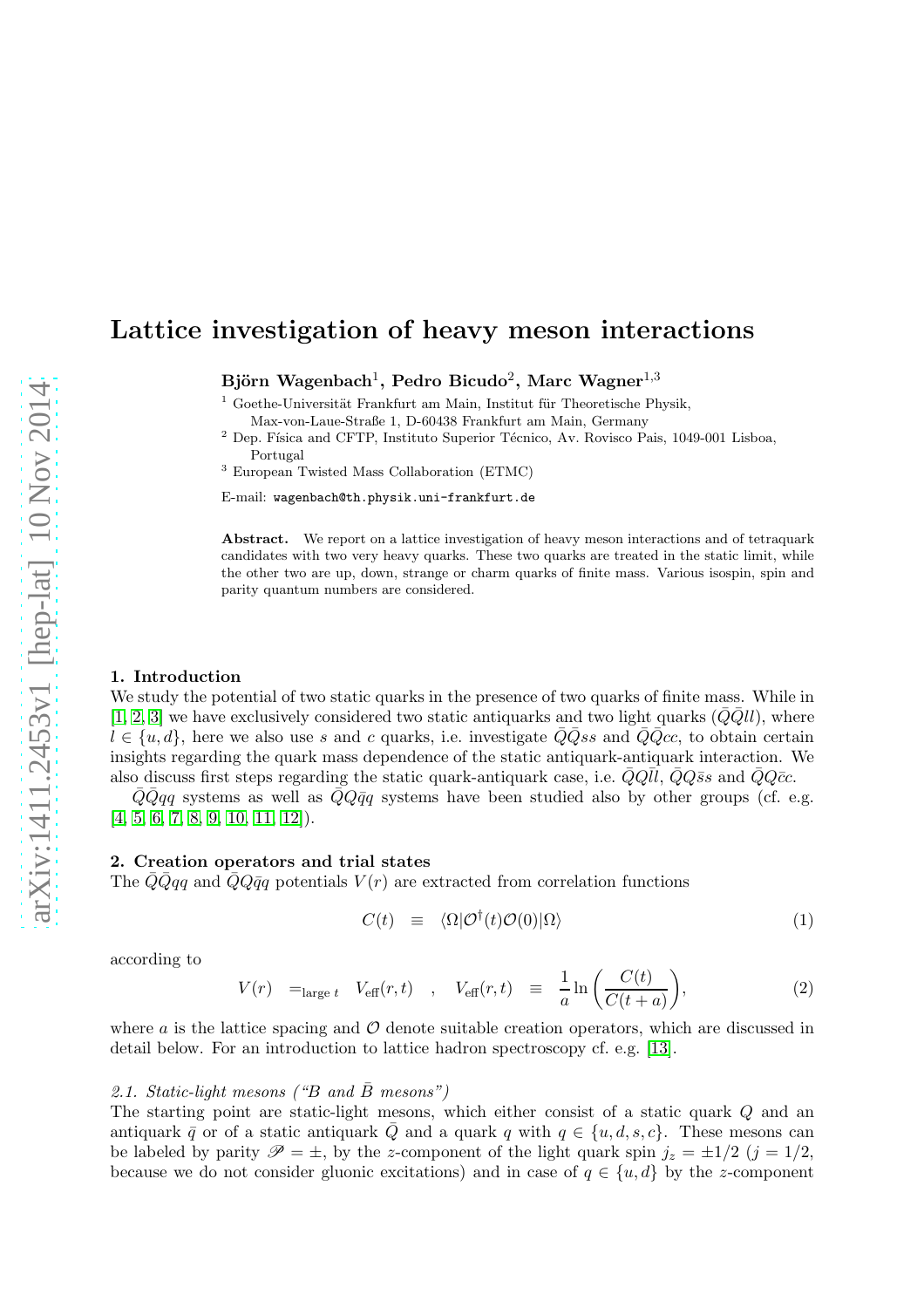# Lattice investigation of heavy meson interactions

**Björn Wagenbach**[1], **Pedro Bicudo**[2], **Marc Wagner**[1,3]

[1] Goethe-Universität Frankfurt am Main, Institut für Theoretische Physik, Max-von-Laue-Straße 1, D-60438 Frankfurt am Main, Germany

[2] Dep. Física and CFTP, Instituto Superior Técnico, Av. Rovisco Pais, 1049-001 Lisboa, Portugal

[3] European Twisted Mass Collaboration (ETMC)

E-mail: wagenbach@th.physik.uni-frankfurt.de

**Abstract.** We report on a lattice investigation of heavy meson interactions and of tetraquark candidates with two very heavy quarks. These two quarks are treated in the static limit, while the other two are up, down, strange or charm quarks of finite mass. Various isospin, spin and parity quantum numbers are considered.

## 1. Introduction

We study the potential of two static quarks in the presence of two quarks of finite mass. While in [1, 2, 3] we have exclusively considered two static antiquarks and two light quarks ($\bar{Q}\bar{Q}ll$), where $l \in \{u, d\}$, here we also use $s$ and $c$ quarks, i.e. investigate $\bar{Q}\bar{Q}ss$ and $\bar{Q}\bar{Q}cc$, to obtain certain insights regarding the quark mass dependence of the static antiquark-antiquark interaction. We also discuss first steps regarding the static quark-antiquark case, i.e. $\bar{Q}Q\bar{l}l$, $\bar{Q}Q\bar{s}s$ and $\bar{Q}Q\bar{c}c$.

$\bar{Q}\bar{Q}qq$ systems as well as $\bar{Q}Q\bar{q}q$ systems have been studied also by other groups (cf. e.g. [4, 5, 6, 7, 8, 9, 10, 11, 12]).

## 2. Creation operators and trial states

The $\bar{Q}\bar{Q}qq$ and $\bar{Q}Q\bar{q}q$ potentials $V(r)$ are extracted from correlation functions

$$C(t) \quad \equiv \quad \langle \Omega | \mathcal{O}^\dagger(t) \mathcal{O}(0) | \Omega \rangle \tag{1}$$

according to

$$V(r) \quad =_{\text{large } t} \quad V_{\text{eff}}(r, t) \quad , \quad V_{\text{eff}}(r, t) \quad \equiv \quad \frac{1}{a} \ln\left(\frac{C(t)}{C(t+a)}\right), \tag{2}$$

where $a$ is the lattice spacing and $\mathcal{O}$ denote suitable creation operators, which are discussed in detail below. For an introduction to lattice hadron spectroscopy cf. e.g. [13].

### 2.1. Static-light mesons ("B and $\bar{B}$ mesons")

The starting point are static-light mesons, which either consist of a static quark $Q$ and an antiquark $\bar{q}$ or of a static antiquark $\bar{Q}$ and a quark $q$ with $q \in \{u, d, s, c\}$. These mesons can be labeled by parity $\mathscr{P} = \pm$, by the $z$-component of the light quark spin $j_z = \pm 1/2$ ($j = 1/2$, because we do not consider gluonic excitations) and in case of $q \in \{u, d\}$ by the $z$-component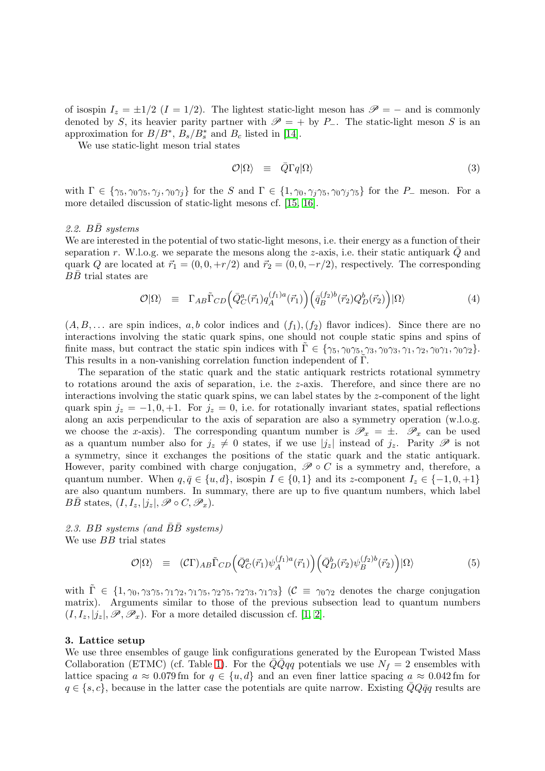of isospin $I_z = \pm 1/2$ ($I = 1/2$). The lightest static-light meson has $\mathscr{P} = -$ and is commonly denoted by $S$, its heavier parity partner with $\mathscr{P} = +$ by $P_-$. The static-light meson $S$ is an approximation for $B/B^*$, $B_s/B_s^*$ and $B_c$ listed in [14].

We use static-light meson trial states

$$\mathcal{O}|\Omega\rangle \quad \equiv \quad \bar{Q}\Gamma q|\Omega\rangle \tag{3}$$

with $\Gamma \in \{\gamma_5, \gamma_0\gamma_5, \gamma_j, \gamma_0\gamma_j\}$ for the $S$ and $\Gamma \in \{1, \gamma_0, \gamma_j\gamma_5, \gamma_0\gamma_j\gamma_5\}$ for the $P_-$ meson. For a more detailed discussion of static-light mesons cf. [15, 16].

### 2.2. $B\bar{B}$ systems

We are interested in the potential of two static-light mesons, i.e. their energy as a function of their separation $r$. W.l.o.g. we separate the mesons along the $z$-axis, i.e. their static antiquark $\bar{Q}$ and quark $Q$ are located at $\vec{r}_1 = (0, 0, +r/2)$ and $\vec{r}_2 = (0, 0, -r/2)$, respectively. The corresponding $B\bar{B}$ trial states are

$$\mathcal{O}|\Omega\rangle \quad \equiv \quad \Gamma_{AB}\tilde{\Gamma}_{CD}\Big(\bar{Q}_C^a(\vec{r}_1)q_A^{(f_1)a}(\vec{r}_1)\Big)\Big(\bar{q}_B^{(f_2)b}(\vec{r}_2)Q_D^b(\vec{r}_2)\Big)|\Omega\rangle \tag{4}$$

($A, B, \ldots$ are spin indices, $a, b$ color indices and $(f_1), (f_2)$ flavor indices). Since there are no interactions involving the static quark spins, one should not couple static spins and spins of finite mass, but contract the static spin indices with $\tilde{\Gamma} \in \{\gamma_5, \gamma_0\gamma_5, \gamma_3, \gamma_0\gamma_3, \gamma_1, \gamma_2, \gamma_0\gamma_1, \gamma_0\gamma_2\}$. This results in a non-vanishing correlation function independent of $\tilde{\Gamma}$.

The separation of the static quark and the static antiquark restricts rotational symmetry to rotations around the axis of separation, i.e. the $z$-axis. Therefore, and since there are no interactions involving the static quark spins, we can label states by the $z$-component of the light quark spin $j_z = -1, 0, +1$. For $j_z = 0$, i.e. for rotationally invariant states, spatial reflections along an axis perpendicular to the axis of separation are also a symmetry operation (w.l.o.g. we choose the $x$-axis). The corresponding quantum number is $\mathscr{P}_x = \pm$. $\mathscr{P}_x$ can be used as a quantum number also for $j_z \neq 0$ states, if we use $|j_z|$ instead of $j_z$. Parity $\mathscr{P}$ is not a symmetry, since it exchanges the positions of the static quark and the static antiquark. However, parity combined with charge conjugation, $\mathscr{P} \circ C$ is a symmetry and, therefore, a quantum number. When $q, \bar{q} \in \{u, d\}$, isospin $I \in \{0, 1\}$ and its $z$-component $I_z \in \{-1, 0, +1\}$ are also quantum numbers. In summary, there are up to five quantum numbers, which label $B\bar{B}$ states, $(I, I_z, |j_z|, \mathscr{P} \circ C, \mathscr{P}_x)$.

### 2.3. $BB$ systems (and $\bar{B}\bar{B}$ systems)

We use $BB$ trial states

$$\mathcal{O}|\Omega\rangle \quad \equiv \quad (\mathcal{C}\Gamma)_{AB}\tilde{\Gamma}_{CD}\Big(\bar{Q}_C^a(\vec{r}_1)\psi_A^{(f_1)a}(\vec{r}_1)\Big)\Big(\bar{Q}_D^b(\vec{r}_2)\psi_B^{(f_2)b}(\vec{r}_2)\Big)|\Omega\rangle \tag{5}$$

with $\tilde{\Gamma} \in \{1, \gamma_0, \gamma_3\gamma_5, \gamma_1\gamma_2, \gamma_1\gamma_5, \gamma_2\gamma_5, \gamma_2\gamma_3, \gamma_1\gamma_3\}$ ($\mathcal{C} \equiv \gamma_0\gamma_2$ denotes the charge conjugation matrix). Arguments similar to those of the previous subsection lead to quantum numbers $(I, I_z, |j_z|, \mathscr{P}, \mathscr{P}_x)$. For a more detailed discussion cf. [1, 2].

## 3. Lattice setup

We use three ensembles of gauge link configurations generated by the European Twisted Mass Collaboration (ETMC) (cf. Table 1). For the $\bar{Q}\bar{Q}qq$ potentials we use $N_f = 2$ ensembles with lattice spacing $a \approx 0.079\,\text{fm}$ for $q \in \{u, d\}$ and an even finer lattice spacing $a \approx 0.042\,\text{fm}$ for $q \in \{s, c\}$, because in the latter case the potentials are quite narrow. Existing $\bar{Q}Q\bar{q}q$ results are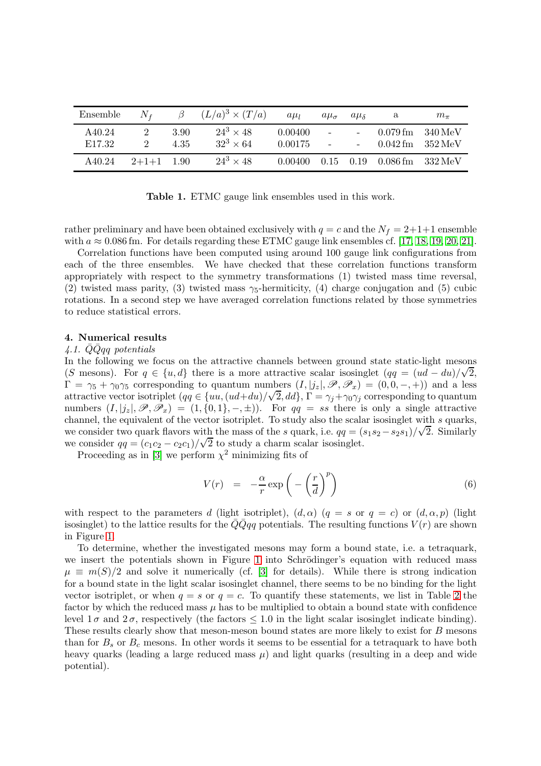| Ensemble | $N_f$ | $\beta$ | $(L/a)^3 \times (T/a)$ | $a\mu_l$ | $a\mu_\sigma$ | $a\mu_\delta$ | a | $m_\pi$ |
|---|---|---|---|---|---|---|---|---|
| A40.24 | 2 | 3.90 | $24^3 \times 48$ | 0.00400 | - | - | 0.079 fm | 340 MeV |
| E17.32 | 2 | 4.35 | $32^3 \times 64$ | 0.00175 | - | - | 0.042 fm | 352 MeV |
| A40.24 | 2+1+1 | 1.90 | $24^3 \times 48$ | 0.00400 | 0.15 | 0.19 | 0.086 fm | 332 MeV |

**Table 1.** ETMC gauge link ensembles used in this work.

rather preliminary and have been obtained exclusively with $q = c$ and the $N_f = 2{+}1{+}1$ ensemble with $a \approx 0.086$ fm. For details regarding these ETMC gauge link ensembles cf. [17, 18, 19, 20, 21].

Correlation functions have been computed using around 100 gauge link configurations from each of the three ensembles. We have checked that these correlation functions transform appropriately with respect to the symmetry transformations (1) twisted mass time reversal, (2) twisted mass parity, (3) twisted mass $\gamma_5$-hermiticity, (4) charge conjugation and (5) cubic rotations. In a second step we have averaged correlation functions related by those symmetries to reduce statistical errors.

## 4. Numerical results

### 4.1. $\bar{Q}\bar{Q}qq$ potentials

In the following we focus on the attractive channels between ground state static-light mesons ($S$ mesons). For $q \in \{u, d\}$ there is a more attractive scalar isosinglet ($qq = (ud - du)/\sqrt{2}$, $\Gamma = \gamma_5 + \gamma_0\gamma_5$ corresponding to quantum numbers $(I, |j_z|, \mathscr{P}, \mathscr{P}_x) = (0, 0, -, +)$) and a less attractive vector isotriplet ($qq \in \{uu, (ud{+}du)/\sqrt{2}, dd\}$, $\Gamma = \gamma_j + \gamma_0\gamma_j$ corresponding to quantum numbers $(I, |j_z|, \mathscr{P}, \mathscr{P}_x) = (1, \{0, 1\}, -, \pm)$). For $qq = ss$ there is only a single attractive channel, the equivalent of the vector isotriplet. To study also the scalar isosinglet with $s$ quarks, we consider two quark flavors with the mass of the $s$ quark, i.e. $qq = (s_1 s_2 - s_2 s_1)/\sqrt{2}$. Similarly we consider $qq = (c_1 c_2 - c_2 c_1)/\sqrt{2}$ to study a charm scalar isosinglet.

Proceeding as in [3] we perform $\chi^2$ minimizing fits of

$$V(r) \quad = \quad -\frac{\alpha}{r} \exp\bigg( - \Big(\frac{r}{d}\Big)^p \bigg) \tag{6}$$

with respect to the parameters $d$ (light isotriplet), $(d, \alpha)$ ($q = s$ or $q = c$) or $(d, \alpha, p)$ (light isosinglet) to the lattice results for the $\bar{Q}\bar{Q}qq$ potentials. The resulting functions $V(r)$ are shown in Figure 1.

To determine, whether the investigated mesons may form a bound state, i.e. a tetraquark, we insert the potentials shown in Figure 1 into Schrödinger's equation with reduced mass $\mu \equiv m(S)/2$ and solve it numerically (cf. [3] for details). While there is strong indication for a bound state in the light scalar isosinglet channel, there seems to be no binding for the light vector isotriplet, or when $q = s$ or $q = c$. To quantify these statements, we list in Table 2 the factor by which the reduced mass $\mu$ has to be multiplied to obtain a bound state with confidence level $1\,\sigma$ and $2\,\sigma$, respectively (the factors $\leq 1.0$ in the light scalar isosinglet indicate binding). These results clearly show that meson-meson bound states are more likely to exist for $B$ mesons than for $B_s$ or $B_c$ mesons. In other words it seems to be essential for a tetraquark to have both heavy quarks (leading a large reduced mass $\mu$) and light quarks (resulting in a deep and wide potential).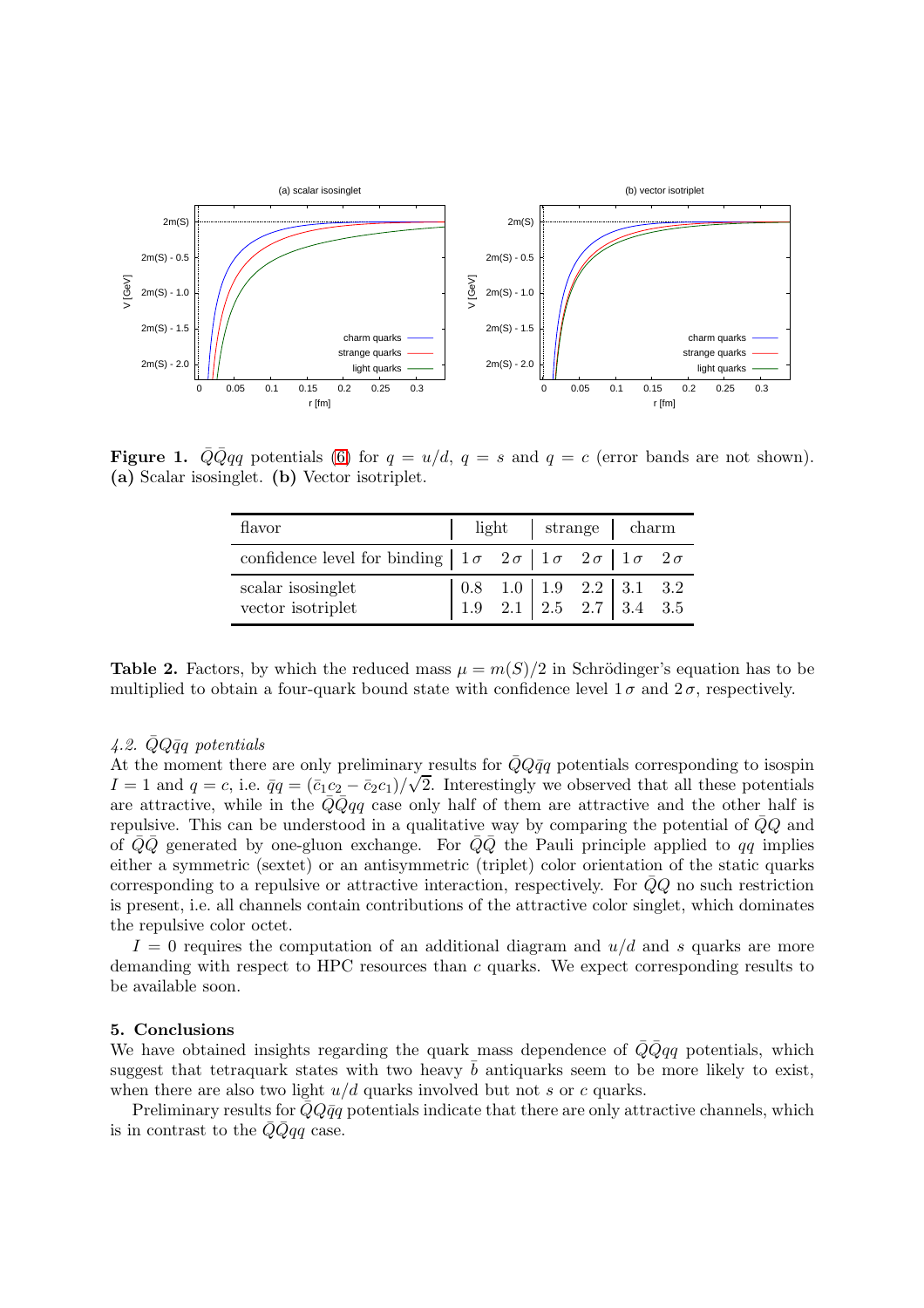**Figure 1.** $\bar{Q}\bar{Q}qq$ potentials (6) for $q = u/d$, $q = s$ and $q = c$ (error bands are not shown). **(a)** Scalar isosinglet. **(b)** Vector isotriplet.

| flavor | light | | strange | | charm | |
|---|---|---|---|---|---|---|
| confidence level for binding | $1\,\sigma$ | $2\,\sigma$ | $1\,\sigma$ | $2\,\sigma$ | $1\,\sigma$ | $2\,\sigma$ |
| scalar isosinglet | 0.8 | 1.0 | 1.9 | 2.2 | 3.1 | 3.2 |
| vector isotriplet | 1.9 | 2.1 | 2.5 | 2.7 | 3.4 | 3.5 |

**Table 2.** Factors, by which the reduced mass $\mu = m(S)/2$ in Schrödinger's equation has to be multiplied to obtain a four-quark bound state with confidence level $1\,\sigma$ and $2\,\sigma$, respectively.

### *4.2. $\bar{Q}Q\bar{q}q$ potentials*

At the moment there are only preliminary results for $\bar{Q}Q\bar{q}q$ potentials corresponding to isospin $I = 1$ and $q = c$, i.e. $\bar{q}q = (\bar{c}_1 c_2 - \bar{c}_2 c_1)/\sqrt{2}$. Interestingly we observed that all these potentials are attractive, while in the $\bar{Q}\bar{Q}qq$ case only half of them are attractive and the other half is repulsive. This can be understood in a qualitative way by comparing the potential of $\bar{Q}Q$ and of $\bar{Q}\bar{Q}$ generated by one-gluon exchange. For $\bar{Q}\bar{Q}$ the Pauli principle applied to $qq$ implies either a symmetric (sextet) or an antisymmetric (triplet) color orientation of the static quarks corresponding to a repulsive or attractive interaction, respectively. For $\bar{Q}Q$ no such restriction is present, i.e. all channels contain contributions of the attractive color singlet, which dominates the repulsive color octet.

$I = 0$ requires the computation of an additional diagram and $u/d$ and $s$ quarks are more demanding with respect to HPC resources than $c$ quarks. We expect corresponding results to be available soon.

## 5. Conclusions

We have obtained insights regarding the quark mass dependence of $\bar{Q}\bar{Q}qq$ potentials, which suggest that tetraquark states with two heavy $\bar{b}$ antiquarks seem to be more likely to exist, when there are also two light $u/d$ quarks involved but not $s$ or $c$ quarks.

Preliminary results for $\bar{Q}Q\bar{q}q$ potentials indicate that there are only attractive channels, which is in contrast to the $\bar{Q}\bar{Q}qq$ case.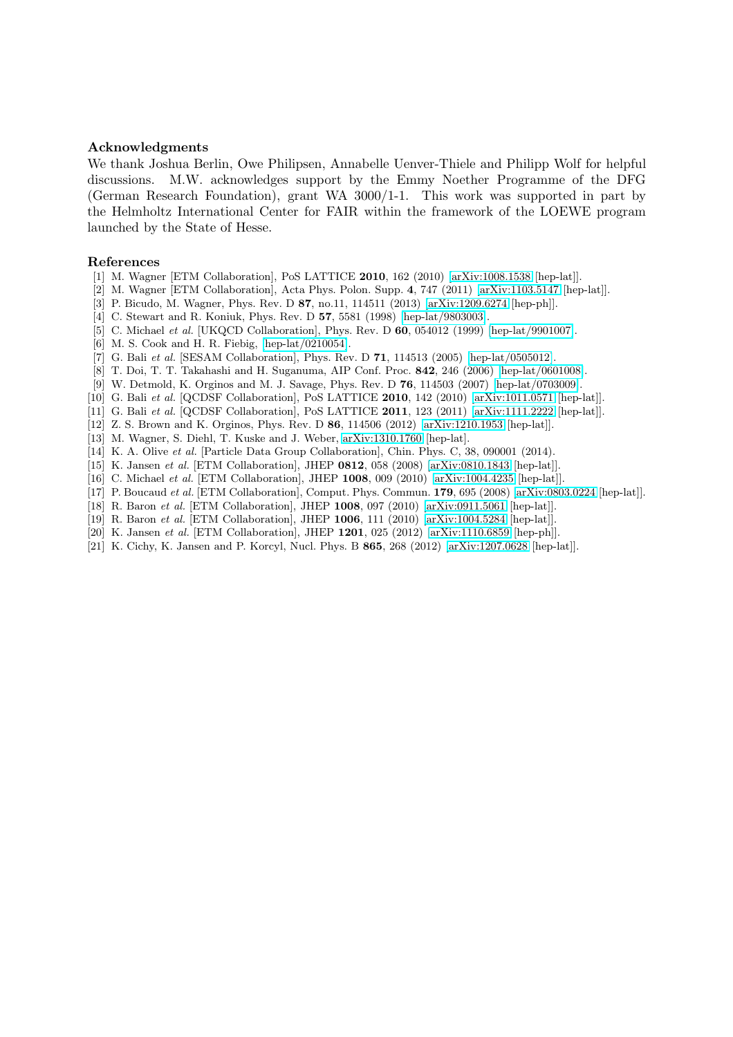## Acknowledgments

We thank Joshua Berlin, Owe Philipsen, Annabelle Uenver-Thiele and Philipp Wolf for helpful discussions. M.W. acknowledges support by the Emmy Noether Programme of the DFG (German Research Foundation), grant WA 3000/1-1. This work was supported in part by the Helmholtz International Center for FAIR within the framework of the LOEWE program launched by the State of Hesse.

## References

[1] M. Wagner [ETM Collaboration], PoS LATTICE **2010**, 162 (2010) [arXiv:1008.1538 [hep-lat]].

[2] M. Wagner [ETM Collaboration], Acta Phys. Polon. Supp. **4**, 747 (2011) [arXiv:1103.5147 [hep-lat]].

[3] P. Bicudo, M. Wagner, Phys. Rev. D **87**, no.11, 114511 (2013) [arXiv:1209.6274 [hep-ph]].

[4] C. Stewart and R. Koniuk, Phys. Rev. D **57**, 5581 (1998) [hep-lat/9803003].

[5] C. Michael *et al.* [UKQCD Collaboration], Phys. Rev. D **60**, 054012 (1999) [hep-lat/9901007].

[6] M. S. Cook and H. R. Fiebig, [hep-lat/0210054].

[7] G. Bali *et al.* [SESAM Collaboration], Phys. Rev. D **71**, 114513 (2005) [hep-lat/0505012].

[8] T. Doi, T. T. Takahashi and H. Suganuma, AIP Conf. Proc. **842**, 246 (2006) [hep-lat/0601008].

[9] W. Detmold, K. Orginos and M. J. Savage, Phys. Rev. D **76**, 114503 (2007) [hep-lat/0703009].

[10] G. Bali *et al.* [QCDSF Collaboration], PoS LATTICE **2010**, 142 (2010) [arXiv:1011.0571 [hep-lat]].

[11] G. Bali *et al.* [QCDSF Collaboration], PoS LATTICE **2011**, 123 (2011) [arXiv:1111.2222 [hep-lat]].

[12] Z. S. Brown and K. Orginos, Phys. Rev. D **86**, 114506 (2012) [arXiv:1210.1953 [hep-lat]].

[13] M. Wagner, S. Diehl, T. Kuske and J. Weber, arXiv:1310.1760 [hep-lat].

[14] K. A. Olive *et al.* [Particle Data Group Collaboration], Chin. Phys. C, 38, 090001 (2014).

[15] K. Jansen *et al.* [ETM Collaboration], JHEP **0812**, 058 (2008) [arXiv:0810.1843 [hep-lat]].

[16] C. Michael *et al.* [ETM Collaboration], JHEP **1008**, 009 (2010) [arXiv:1004.4235 [hep-lat]].

[17] P. Boucaud *et al.* [ETM Collaboration], Comput. Phys. Commun. **179**, 695 (2008) [arXiv:0803.0224 [hep-lat]].

[18] R. Baron *et al.* [ETM Collaboration], JHEP **1008**, 097 (2010) [arXiv:0911.5061 [hep-lat]].

[19] R. Baron *et al.* [ETM Collaboration], JHEP **1006**, 111 (2010) [arXiv:1004.5284 [hep-lat]].

[20] K. Jansen *et al.* [ETM Collaboration], JHEP **1201**, 025 (2012) [arXiv:1110.6859 [hep-ph]].

[21] K. Cichy, K. Jansen and P. Korcyl, Nucl. Phys. B **865**, 268 (2012) [arXiv:1207.0628 [hep-lat]].